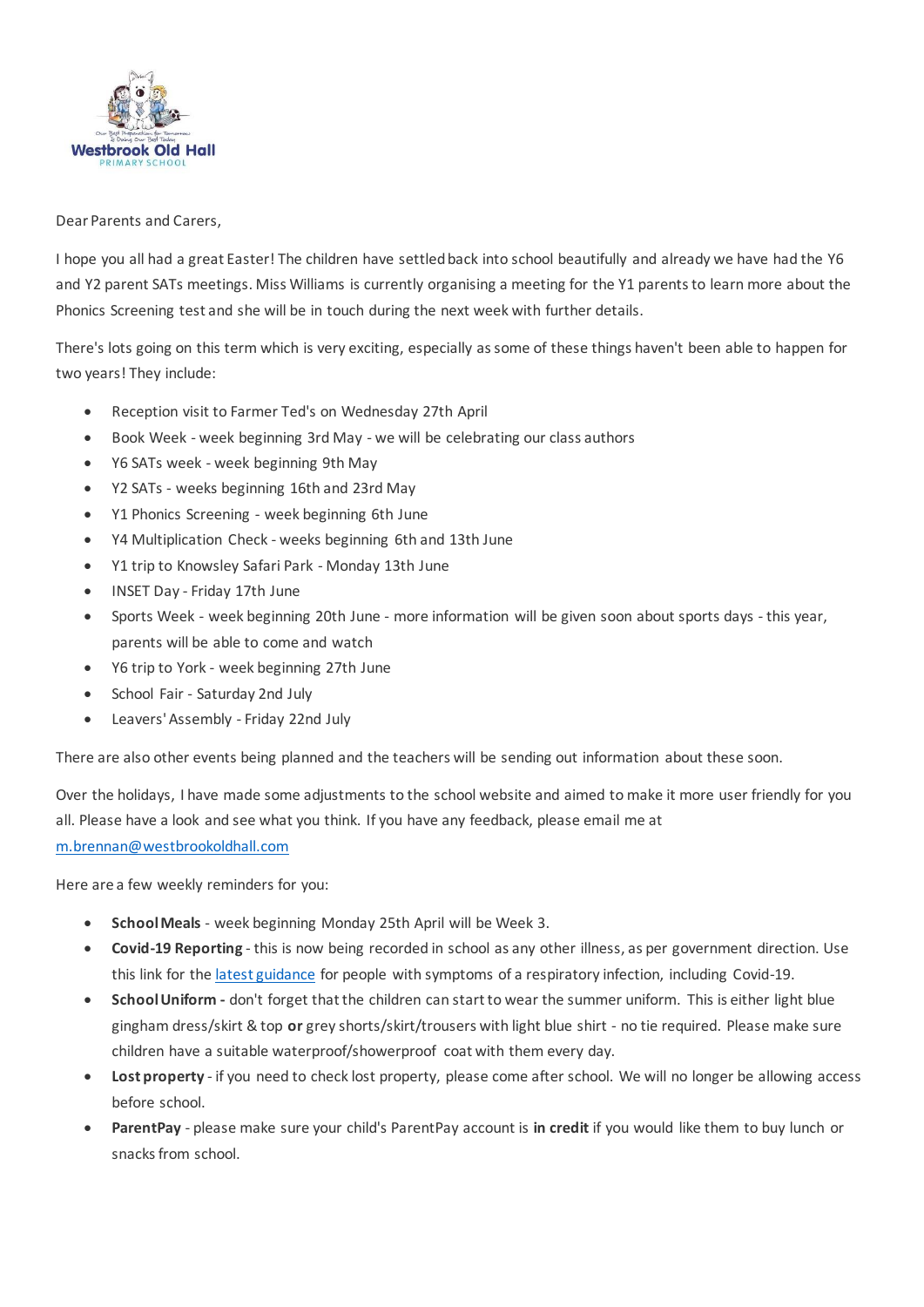Westbrook Old Hall

PRIMARY SCHOOL

Dear Parents and Carers,

I hope you all had a great Easter! The children have settled back into school beautifully and already we have had the Y6 and Y2 parent SATs meetings. Miss Williams is currently organising a meeting for the Y1 parents to learn more about the Phonics Screening test and she will be in touch during the next week with further details.

There's lots going on this term which is very exciting, especially as some of these things haven't been able to happen for two years! They include:

- Reception visit to Farmer Ted's on Wednesday 27th April
- Book Week - week beginning 3rd May - we will be celebrating our class authors
- Y6 SATs week - week beginning 9th May
- Y2 SATs - weeks beginning 16th and 23rd May
- Y1 Phonics Screening - week beginning 6th June
- Y4 Multiplication Check - weeks beginning 6th and 13th June
- Y1 trip to Knowsley Safari Park - Monday 13th June
- INSET Day - Friday 17th June
- Sports Week - week beginning 20th June - more information will be given soon about sports days - this year, parents will be able to come and watch
- Y6 trip to York - week beginning 27th June
- School Fair - Saturday 2nd July
- Leavers' Assembly - Friday 22nd July

There are also other events being planned and the teachers will be sending out information about these soon.

Over the holidays, I have made some adjustments to the school website and aimed to make it more user friendly for you all. Please have a look and see what you think. If you have any feedback, please email me at m.brennan@westbrookoldhall.com

Here are a few weekly reminders for you:

- **School Meals** - week beginning Monday 25th April will be Week 3.
- **Covid-19 Reporting** - this is now being recorded in school as any other illness, as per government direction. Use this link for the latest guidance for people with symptoms of a respiratory infection, including Covid-19.
- **School Uniform -** don't forget that the children can start to wear the summer uniform. This is either light blue gingham dress/skirt & top **or** grey shorts/skirt/trousers with light blue shirt - no tie required. Please make sure children have a suitable waterproof/showerproof coat with them every day.
- **Lost property** - if you need to check lost property, please come after school. We will no longer be allowing access before school.
- **ParentPay** - please make sure your child's ParentPay account is **in credit** if you would like them to buy lunch or snacks from school.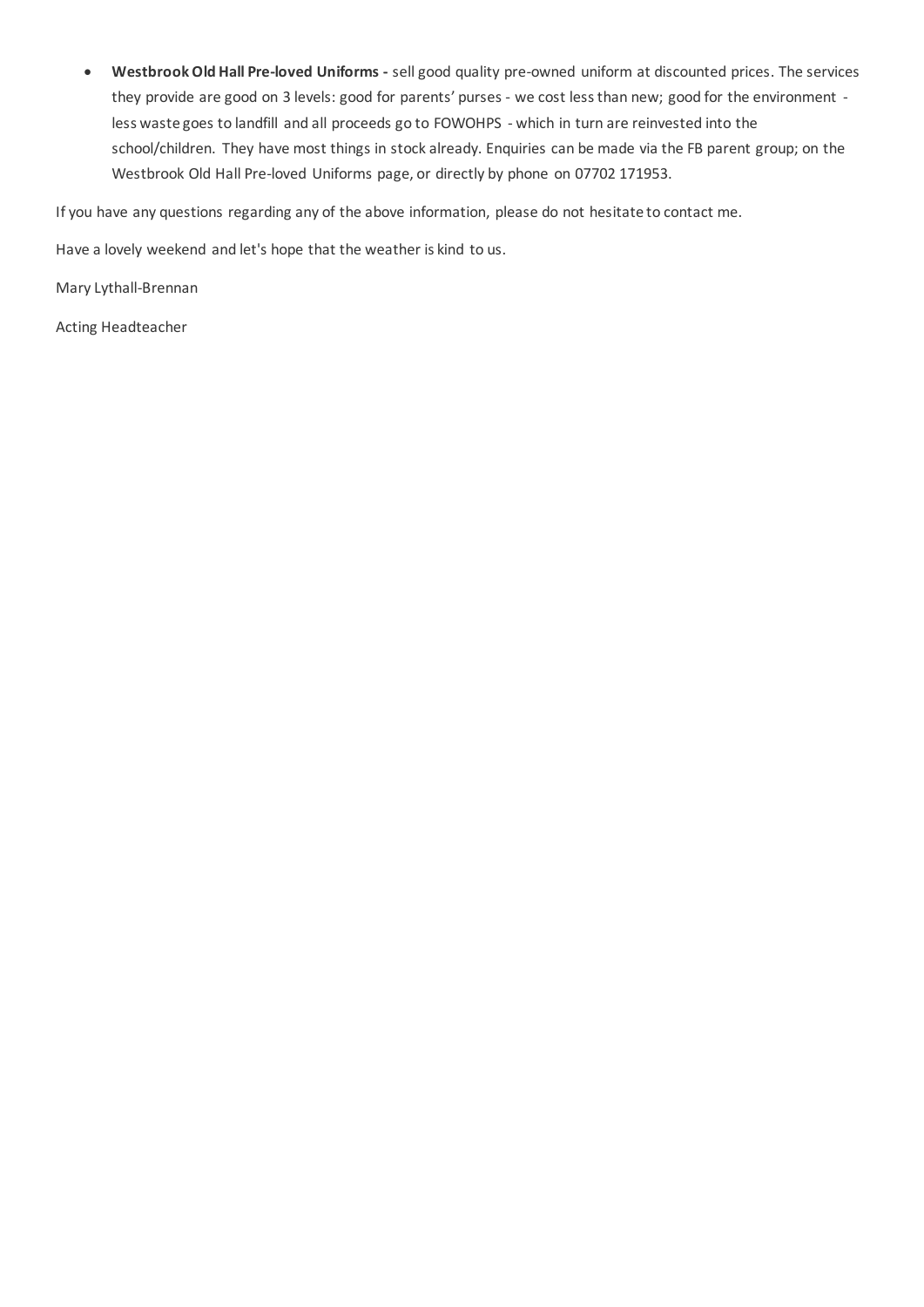- **Westbrook Old Hall Pre-loved Uniforms -** sell good quality pre-owned uniform at discounted prices. The services they provide are good on 3 levels: good for parents' purses - we cost less than new; good for the environment - less waste goes to landfill and all proceeds go to FOWOHPS - which in turn are reinvested into the school/children. They have most things in stock already. Enquiries can be made via the FB parent group; on the Westbrook Old Hall Pre-loved Uniforms page, or directly by phone on 07702 171953.

If you have any questions regarding any of the above information, please do not hesitate to contact me.

Have a lovely weekend and let's hope that the weather is kind to us.

Mary Lythall-Brennan

Acting Headteacher